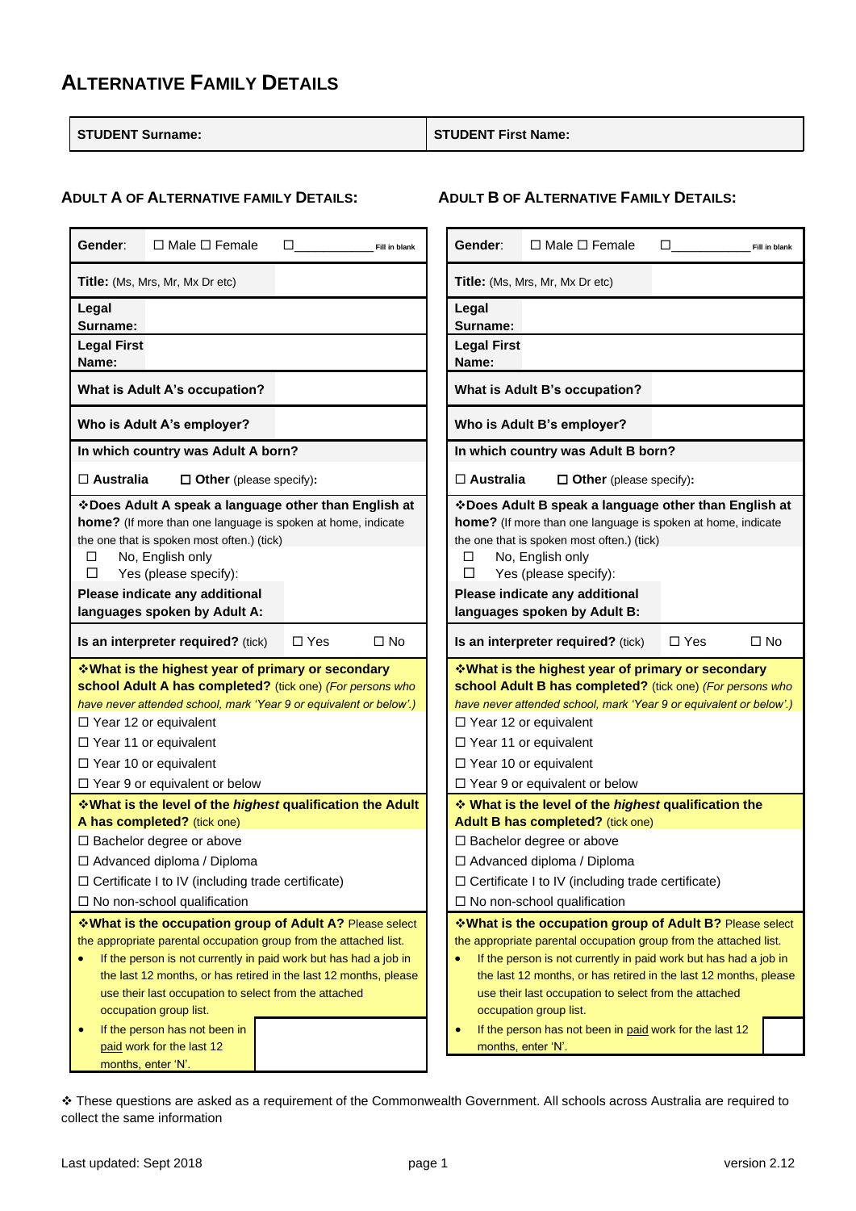# ALTERNATIVE FAMILY DETAILS

| STUDENT Surname: | STUDENT First Name: |
|---|---|

## ADULT A OF ALTERNATIVE FAMILY DETAILS:

| | |
|---|---|
| **Gender**: | ☐ Male ☐ Female ☐___________ Fill in blank |
| **Title:** (Ms, Mrs, Mr, Mx Dr etc) | |
| **Legal Surname:** | |
| **Legal First Name:** | |
| **What is Adult A's occupation?** | |
| **Who is Adult A's employer?** | |

**In which country was Adult A born?**

☐ **Australia** ☐ **Other** (please specify):

❖**Does Adult A speak a language other than English at home?** (If more than one language is spoken at home, indicate the one that is spoken most often.) (tick)

☐ No, English only
☐ Yes (please specify):

**Please indicate any additional languages spoken by Adult A:**

**Is an interpreter required?** (tick) ☐ Yes ☐ No

❖**What is the highest year of primary or secondary school Adult A has completed?** (tick one) *(For persons who have never attended school, mark 'Year 9 or equivalent or below'.)*

☐ Year 12 or equivalent
☐ Year 11 or equivalent
☐ Year 10 or equivalent
☐ Year 9 or equivalent or below

❖**What is the level of the *highest* qualification the Adult A has completed?** (tick one)

☐ Bachelor degree or above
☐ Advanced diploma / Diploma
☐ Certificate I to IV (including trade certificate)
☐ No non-school qualification

❖**What is the occupation group of Adult A?** Please select the appropriate parental occupation group from the attached list.

- If the person is not currently in paid work but has had a job in the last 12 months, or has retired in the last 12 months, please use their last occupation to select from the attached occupation group list.
- If the person has not been in paid work for the last 12 months, enter 'N'.

## ADULT B OF ALTERNATIVE FAMILY DETAILS:

| | |
|---|---|
| **Gender**: | ☐ Male ☐ Female ☐___________ Fill in blank |
| **Title:** (Ms, Mrs, Mr, Mx Dr etc) | |
| **Legal Surname:** | |
| **Legal First Name:** | |
| **What is Adult B's occupation?** | |
| **Who is Adult B's employer?** | |

**In which country was Adult B born?**

☐ **Australia** ☐ **Other** (please specify):

❖**Does Adult B speak a language other than English at home?** (If more than one language is spoken at home, indicate the one that is spoken most often.) (tick)

☐ No, English only
☐ Yes (please specify):

**Please indicate any additional languages spoken by Adult B:**

**Is an interpreter required?** (tick) ☐ Yes ☐ No

❖**What is the highest year of primary or secondary school Adult B has completed?** (tick one) *(For persons who have never attended school, mark 'Year 9 or equivalent or below'.)*

☐ Year 12 or equivalent
☐ Year 11 or equivalent
☐ Year 10 or equivalent
☐ Year 9 or equivalent or below

❖ **What is the level of the *highest* qualification the Adult B has completed?** (tick one)

☐ Bachelor degree or above
☐ Advanced diploma / Diploma
☐ Certificate I to IV (including trade certificate)
☐ No non-school qualification

❖**What is the occupation group of Adult B?** Please select the appropriate parental occupation group from the attached list.

- If the person is not currently in paid work but has had a job in the last 12 months, or has retired in the last 12 months, please use their last occupation to select from the attached occupation group list.
- If the person has not been in paid work for the last 12 months, enter 'N'.

❖ These questions are asked as a requirement of the Commonwealth Government. All schools across Australia are required to collect the same information

Last updated: Sept 2018 version 2.12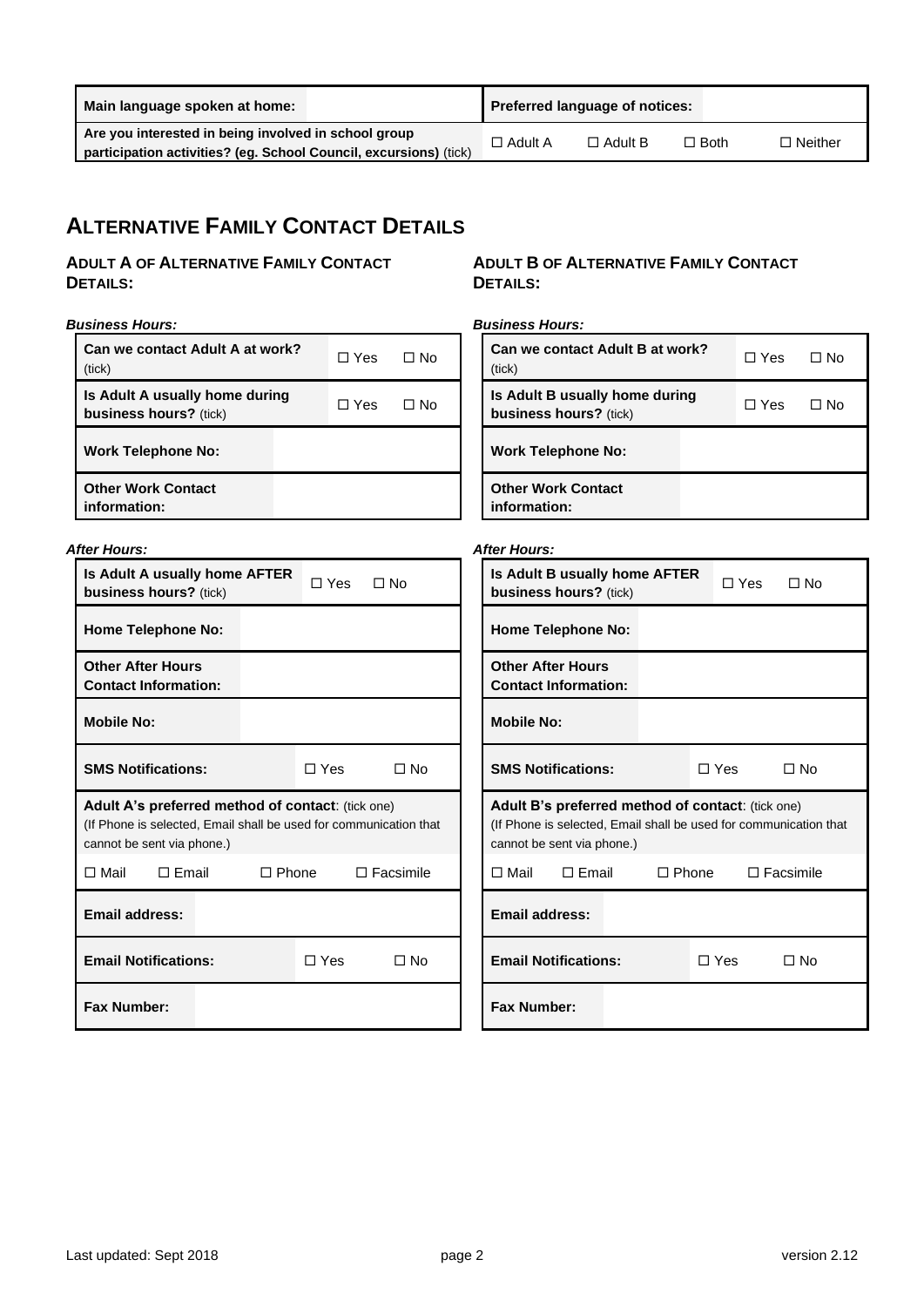| Main language spoken at home: | | Preferred language of notices: | | | |
|---|---|---|---|---|---|
| **Are you interested in being involved in school group participation activities? (eg. School Council, excursions)** (tick) | | ☐ Adult A | ☐ Adult B | ☐ Both | ☐ Neither |

## ALTERNATIVE FAMILY CONTACT DETAILS

### ADULT A OF ALTERNATIVE FAMILY CONTACT DETAILS:

***Business Hours:***

| | | |
|---|---|---|
| **Can we contact Adult A at work?** (tick) | ☐ Yes | ☐ No |
| **Is Adult A usually home during business hours?** (tick) | ☐ Yes | ☐ No |
| **Work Telephone No:** | | |
| **Other Work Contact information:** | | |

***After Hours:***

| | | | | |
|---|---|---|---|---|
| **Is Adult A usually home AFTER business hours?** (tick) | ☐ Yes | ☐ No | | |
| **Home Telephone No:** | | | | |
| **Other After Hours Contact Information:** | | | | |
| **Mobile No:** | | | | |
| **SMS Notifications:** | ☐ Yes | ☐ No | | |
| **Adult A's preferred method of contact**: (tick one) (If Phone is selected, Email shall be used for communication that cannot be sent via phone.) | | | | |
| ☐ Mail | ☐ Email | ☐ Phone | ☐ Facsimile | |
| **Email address:** | | | | |
| **Email Notifications:** | ☐ Yes | ☐ No | | |
| **Fax Number:** | | | | |

### ADULT B OF ALTERNATIVE FAMILY CONTACT DETAILS:

***Business Hours:***

| | | |
|---|---|---|
| **Can we contact Adult B at work?** (tick) | ☐ Yes | ☐ No |
| **Is Adult B usually home during business hours?** (tick) | ☐ Yes | ☐ No |
| **Work Telephone No:** | | |
| **Other Work Contact information:** | | |

***After Hours:***

| | | | | |
|---|---|---|---|---|
| **Is Adult B usually home AFTER business hours?** (tick) | ☐ Yes | ☐ No | | |
| **Home Telephone No:** | | | | |
| **Other After Hours Contact Information:** | | | | |
| **Mobile No:** | | | | |
| **SMS Notifications:** | ☐ Yes | ☐ No | | |
| **Adult B's preferred method of contact**: (tick one) (If Phone is selected, Email shall be used for communication that cannot be sent via phone.) | | | | |
| ☐ Mail | ☐ Email | ☐ Phone | ☐ Facsimile | |
| **Email address:** | | | | |
| **Email Notifications:** | ☐ Yes | ☐ No | | |
| **Fax Number:** | | | | |

Last updated: Sept 2018 version 2.12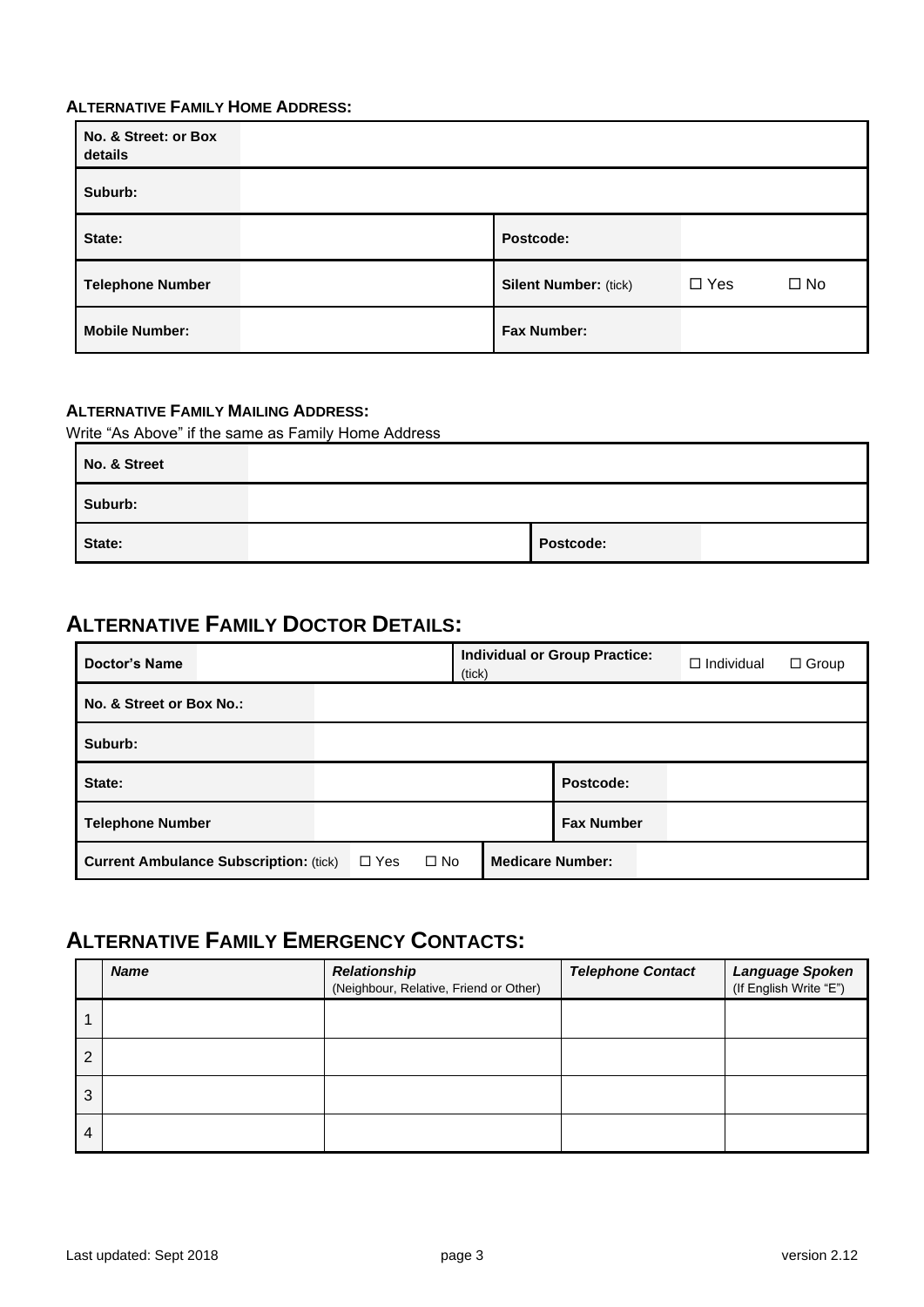### ALTERNATIVE FAMILY HOME ADDRESS:

| | | | |
|---|---|---|---|
| **No. & Street: or Box details** | | | |
| **Suburb:** | | | |
| **State:** | | **Postcode:** | |
| **Telephone Number** | | **Silent Number:** (tick) | ☐ Yes ☐ No |
| **Mobile Number:** | | **Fax Number:** | |

### ALTERNATIVE FAMILY MAILING ADDRESS:

Write "As Above" if the same as Family Home Address

| | | | |
|---|---|---|---|
| **No. & Street** | | | |
| **Suburb:** | | | |
| **State:** | | **Postcode:** | |

## ALTERNATIVE FAMILY DOCTOR DETAILS:

| | | | |
|---|---|---|---|
| **Doctor's Name** | | **Individual or Group Practice:** (tick) | ☐ Individual ☐ Group |
| **No. & Street or Box No.:** | | | |
| **Suburb:** | | | |
| **State:** | | **Postcode:** | |
| **Telephone Number** | | **Fax Number** | |
| **Current Ambulance Subscription:** (tick) | ☐ Yes ☐ No | **Medicare Number:** | |

## ALTERNATIVE FAMILY EMERGENCY CONTACTS:

| | ***Name*** | ***Relationship*** (Neighbour, Relative, Friend or Other) | ***Telephone Contact*** | ***Language Spoken*** (If English Write "E") |
|---|---|---|---|---|
| 1 | | | | |
| 2 | | | | |
| 3 | | | | |
| 4 | | | | |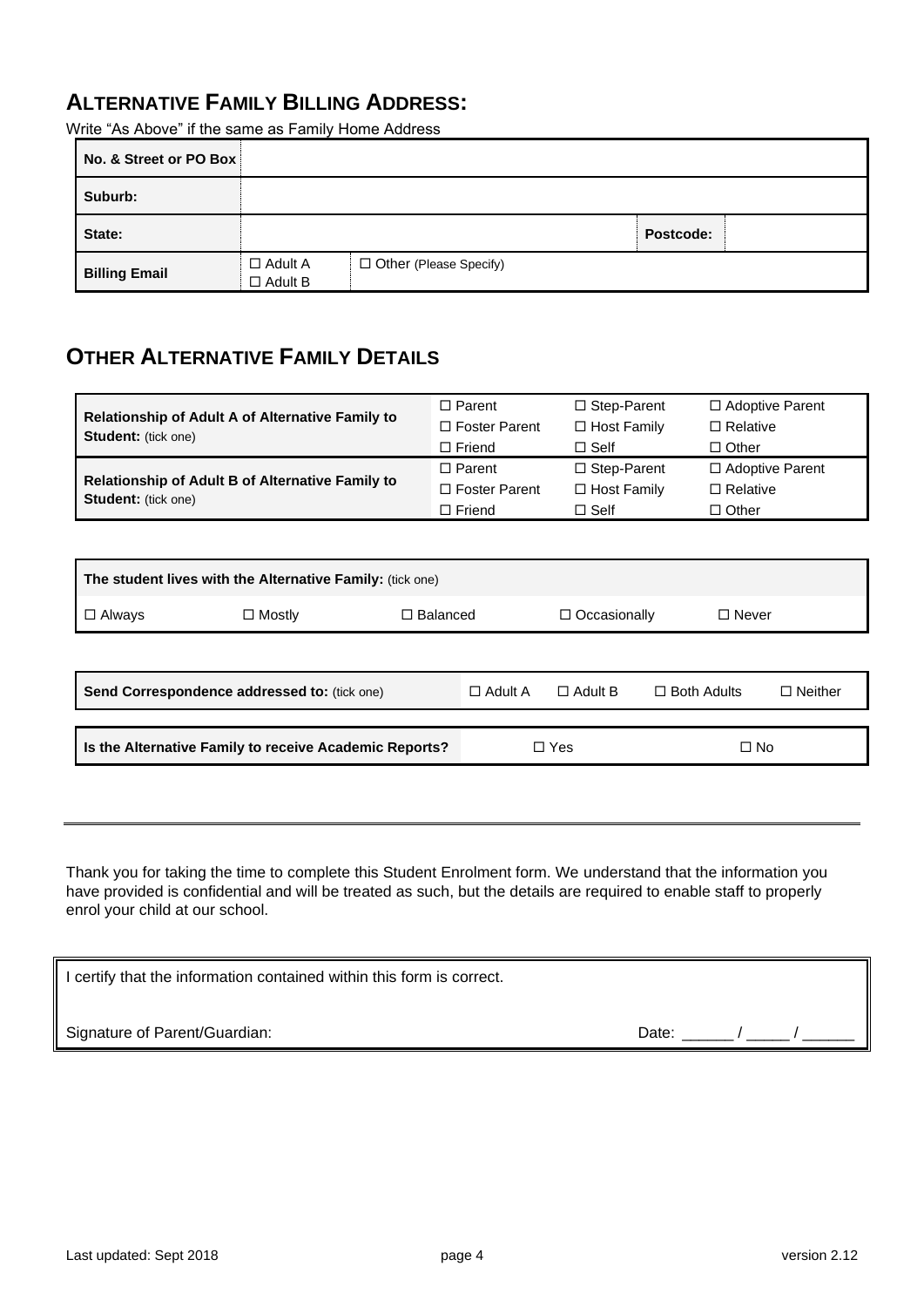## ALTERNATIVE FAMILY BILLING ADDRESS:

Write "As Above" if the same as Family Home Address

| No. & Street or PO Box | | | | |
|---|---|---|---|---|
| Suburb: | | | | |
| State: | | | Postcode: | |
| Billing Email | ☐ Adult A ☐ Adult B | ☐ Other (Please Specify) | | |

## OTHER ALTERNATIVE FAMILY DETAILS

| | | | |
|---|---|---|---|
| **Relationship of Adult A of Alternative Family to Student:** (tick one) | ☐ Parent<br>☐ Foster Parent<br>☐ Friend | ☐ Step-Parent<br>☐ Host Family<br>☐ Self | ☐ Adoptive Parent<br>☐ Relative<br>☐ Other |
| **Relationship of Adult B of Alternative Family to Student:** (tick one) | ☐ Parent<br>☐ Foster Parent<br>☐ Friend | ☐ Step-Parent<br>☐ Host Family<br>☐ Self | ☐ Adoptive Parent<br>☐ Relative<br>☐ Other |

| **The student lives with the Alternative Family:** (tick one) | | | | |
|---|---|---|---|---|
| ☐ Always | ☐ Mostly | ☐ Balanced | ☐ Occasionally | ☐ Never |

| **Send Correspondence addressed to:** (tick one) | ☐ Adult A | ☐ Adult B | ☐ Both Adults | ☐ Neither |
|---|---|---|---|---|

| **Is the Alternative Family to receive Academic Reports?** | ☐ Yes | ☐ No |
|---|---|---|

---

Thank you for taking the time to complete this Student Enrolment form. We understand that the information you have provided is confidential and will be treated as such, but the details are required to enable staff to properly enrol your child at our school.

I certify that the information contained within this form is correct.

Signature of Parent/Guardian: Date: ______ / _____ / ______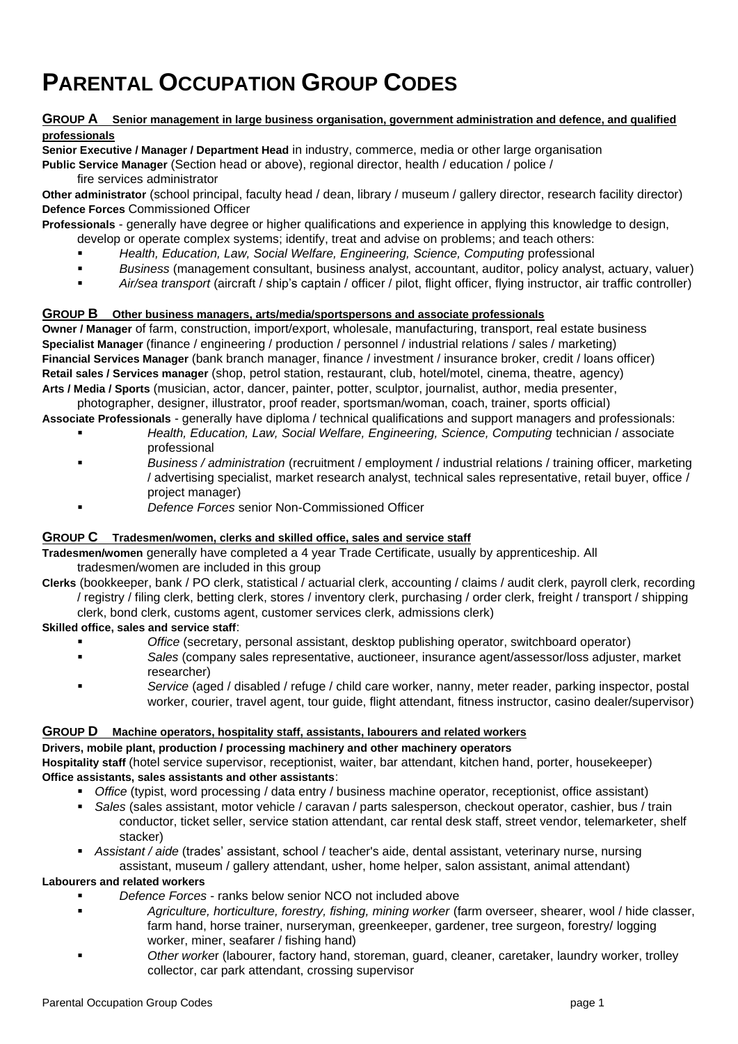# PARENTAL OCCUPATION GROUP CODES

## GROUP A Senior management in large business organisation, government administration and defence, and qualified professionals

**Senior Executive / Manager / Department Head** in industry, commerce, media or other large organisation

**Public Service Manager** (Section head or above), regional director, health / education / police / fire services administrator

**Other administrator** (school principal, faculty head / dean, library / museum / gallery director, research facility director)

**Defence Forces** Commissioned Officer

**Professionals** - generally have degree or higher qualifications and experience in applying this knowledge to design, develop or operate complex systems; identify, treat and advise on problems; and teach others:

- *Health, Education, Law, Social Welfare, Engineering, Science, Computing* professional
- *Business* (management consultant, business analyst, accountant, auditor, policy analyst, actuary, valuer)
- *Air/sea transport* (aircraft / ship's captain / officer / pilot, flight officer, flying instructor, air traffic controller)

## GROUP B Other business managers, arts/media/sportspersons and associate professionals

**Owner / Manager** of farm, construction, import/export, wholesale, manufacturing, transport, real estate business

**Specialist Manager** (finance / engineering / production / personnel / industrial relations / sales / marketing)

**Financial Services Manager** (bank branch manager, finance / investment / insurance broker, credit / loans officer)

**Retail sales / Services manager** (shop, petrol station, restaurant, club, hotel/motel, cinema, theatre, agency)

**Arts / Media / Sports** (musician, actor, dancer, painter, potter, sculptor, journalist, author, media presenter, photographer, designer, illustrator, proof reader, sportsman/woman, coach, trainer, sports official)

**Associate Professionals** - generally have diploma / technical qualifications and support managers and professionals:

- *Health, Education, Law, Social Welfare, Engineering, Science, Computing* technician / associate professional
- *Business / administration* (recruitment / employment / industrial relations / training officer, marketing / advertising specialist, market research analyst, technical sales representative, retail buyer, office / project manager)
- *Defence Forces* senior Non-Commissioned Officer

## GROUP C Tradesmen/women, clerks and skilled office, sales and service staff

**Tradesmen/women** generally have completed a 4 year Trade Certificate, usually by apprenticeship. All tradesmen/women are included in this group

**Clerks** (bookkeeper, bank / PO clerk, statistical / actuarial clerk, accounting / claims / audit clerk, payroll clerk, recording / registry / filing clerk, betting clerk, stores / inventory clerk, purchasing / order clerk, freight / transport / shipping clerk, bond clerk, customs agent, customer services clerk, admissions clerk)

**Skilled office, sales and service staff**:

- *Office* (secretary, personal assistant, desktop publishing operator, switchboard operator)
- *Sales* (company sales representative, auctioneer, insurance agent/assessor/loss adjuster, market researcher)
- *Service* (aged / disabled / refuge / child care worker, nanny, meter reader, parking inspector, postal worker, courier, travel agent, tour guide, flight attendant, fitness instructor, casino dealer/supervisor)

## GROUP D Machine operators, hospitality staff, assistants, labourers and related workers

**Drivers, mobile plant, production / processing machinery and other machinery operators**

**Hospitality staff** (hotel service supervisor, receptionist, waiter, bar attendant, kitchen hand, porter, housekeeper)

**Office assistants, sales assistants and other assistants**:

- *Office* (typist, word processing / data entry / business machine operator, receptionist, office assistant)
- *Sales* (sales assistant, motor vehicle / caravan / parts salesperson, checkout operator, cashier, bus / train conductor, ticket seller, service station attendant, car rental desk staff, street vendor, telemarketer, shelf stacker)
- *Assistant / aide* (trades' assistant, school / teacher's aide, dental assistant, veterinary nurse, nursing assistant, museum / gallery attendant, usher, home helper, salon assistant, animal attendant)

**Labourers and related workers**

- *Defence Forces* - ranks below senior NCO not included above
- *Agriculture, horticulture, forestry, fishing, mining worker* (farm overseer, shearer, wool / hide classer, farm hand, horse trainer, nurseryman, greenkeeper, gardener, tree surgeon, forestry/ logging worker, miner, seafarer / fishing hand)
- *Other worker* (labourer, factory hand, storeman, guard, cleaner, caretaker, laundry worker, trolley collector, car park attendant, crossing supervisor